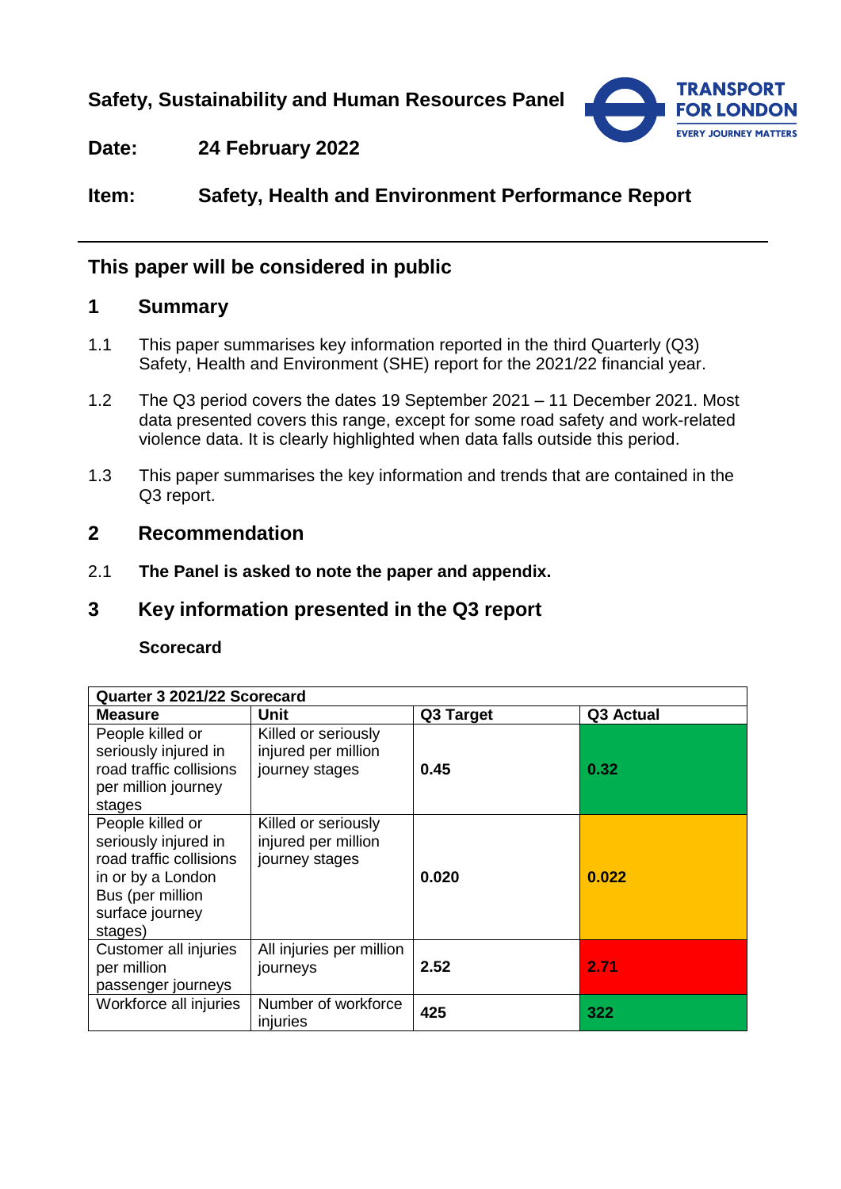**Safety, Sustainability and Human Resources Panel**

**Date:** 24 February 2022

**Item:** Safety, Health and Environment Performance Report

## This paper will be considered in public

## 1 Summary

1.1 This paper summarises key information reported in the third Quarterly (Q3) Safety, Health and Environment (SHE) report for the 2021/22 financial year.

1.2 The Q3 period covers the dates 19 September 2021 – 11 December 2021. Most data presented covers this range, except for some road safety and work-related violence data. It is clearly highlighted when data falls outside this period.

1.3 This paper summarises the key information and trends that are contained in the Q3 report.

## 2 Recommendation

2.1 **The Panel is asked to note the paper and appendix.**

## 3 Key information presented in the Q3 report

**Scorecard**

| Quarter 3 2021/22 Scorecard | | | |
|---|---|---|---|
| **Measure** | **Unit** | **Q3 Target** | **Q3 Actual** |
| People killed or seriously injured in road traffic collisions per million journey stages | Killed or seriously injured per million journey stages | **0.45** | **0.32** |
| People killed or seriously injured in road traffic collisions in or by a London Bus (per million surface journey stages) | Killed or seriously injured per million journey stages | **0.020** | **0.022** |
| Customer all injuries per million passenger journeys | All injuries per million journeys | **2.52** | **2.71** |
| Workforce all injuries | Number of workforce injuries | **425** | **322** |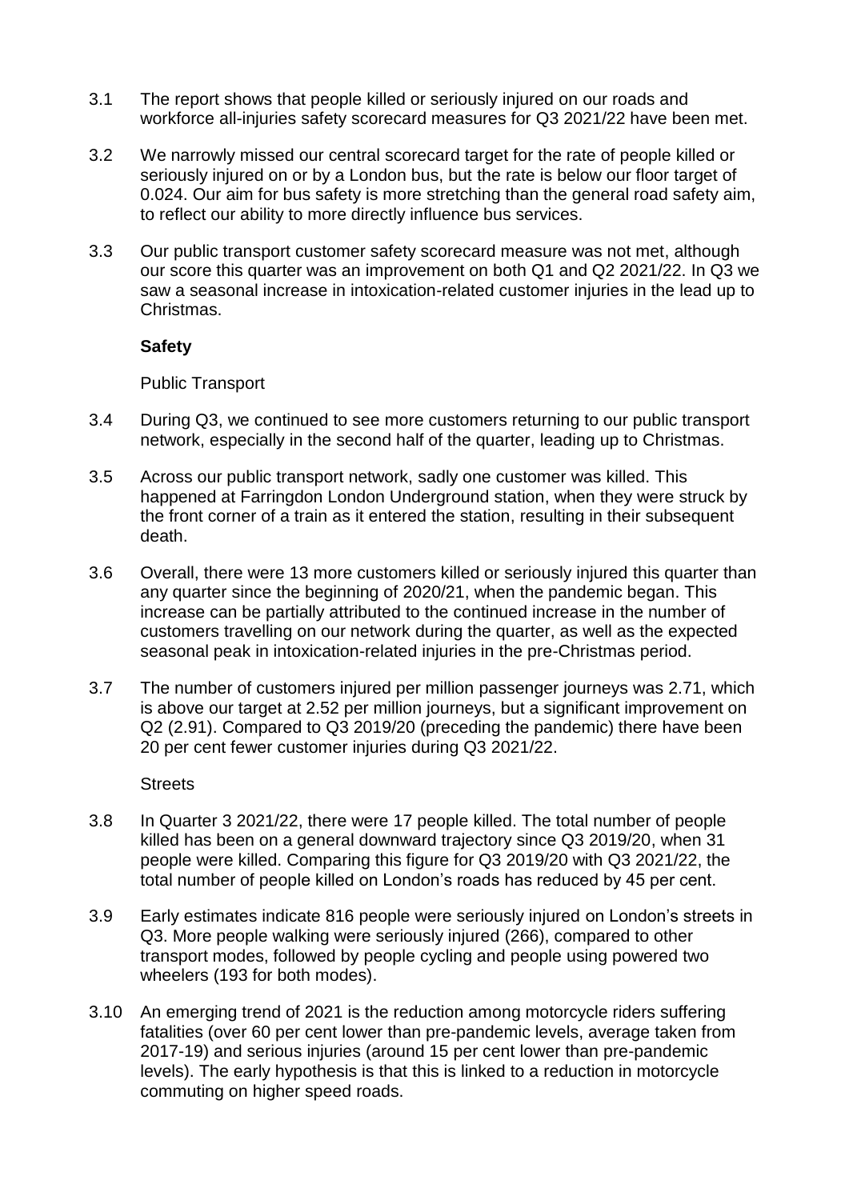3.1 The report shows that people killed or seriously injured on our roads and workforce all-injuries safety scorecard measures for Q3 2021/22 have been met.

3.2 We narrowly missed our central scorecard target for the rate of people killed or seriously injured on or by a London bus, but the rate is below our floor target of 0.024. Our aim for bus safety is more stretching than the general road safety aim, to reflect our ability to more directly influence bus services.

3.3 Our public transport customer safety scorecard measure was not met, although our score this quarter was an improvement on both Q1 and Q2 2021/22. In Q3 we saw a seasonal increase in intoxication-related customer injuries in the lead up to Christmas.

**Safety**

Public Transport

3.4 During Q3, we continued to see more customers returning to our public transport network, especially in the second half of the quarter, leading up to Christmas.

3.5 Across our public transport network, sadly one customer was killed. This happened at Farringdon London Underground station, when they were struck by the front corner of a train as it entered the station, resulting in their subsequent death.

3.6 Overall, there were 13 more customers killed or seriously injured this quarter than any quarter since the beginning of 2020/21, when the pandemic began. This increase can be partially attributed to the continued increase in the number of customers travelling on our network during the quarter, as well as the expected seasonal peak in intoxication-related injuries in the pre-Christmas period.

3.7 The number of customers injured per million passenger journeys was 2.71, which is above our target at 2.52 per million journeys, but a significant improvement on Q2 (2.91). Compared to Q3 2019/20 (preceding the pandemic) there have been 20 per cent fewer customer injuries during Q3 2021/22.

Streets

3.8 In Quarter 3 2021/22, there were 17 people killed. The total number of people killed has been on a general downward trajectory since Q3 2019/20, when 31 people were killed. Comparing this figure for Q3 2019/20 with Q3 2021/22, the total number of people killed on London's roads has reduced by 45 per cent.

3.9 Early estimates indicate 816 people were seriously injured on London's streets in Q3. More people walking were seriously injured (266), compared to other transport modes, followed by people cycling and people using powered two wheelers (193 for both modes).

3.10 An emerging trend of 2021 is the reduction among motorcycle riders suffering fatalities (over 60 per cent lower than pre-pandemic levels, average taken from 2017-19) and serious injuries (around 15 per cent lower than pre-pandemic levels). The early hypothesis is that this is linked to a reduction in motorcycle commuting on higher speed roads.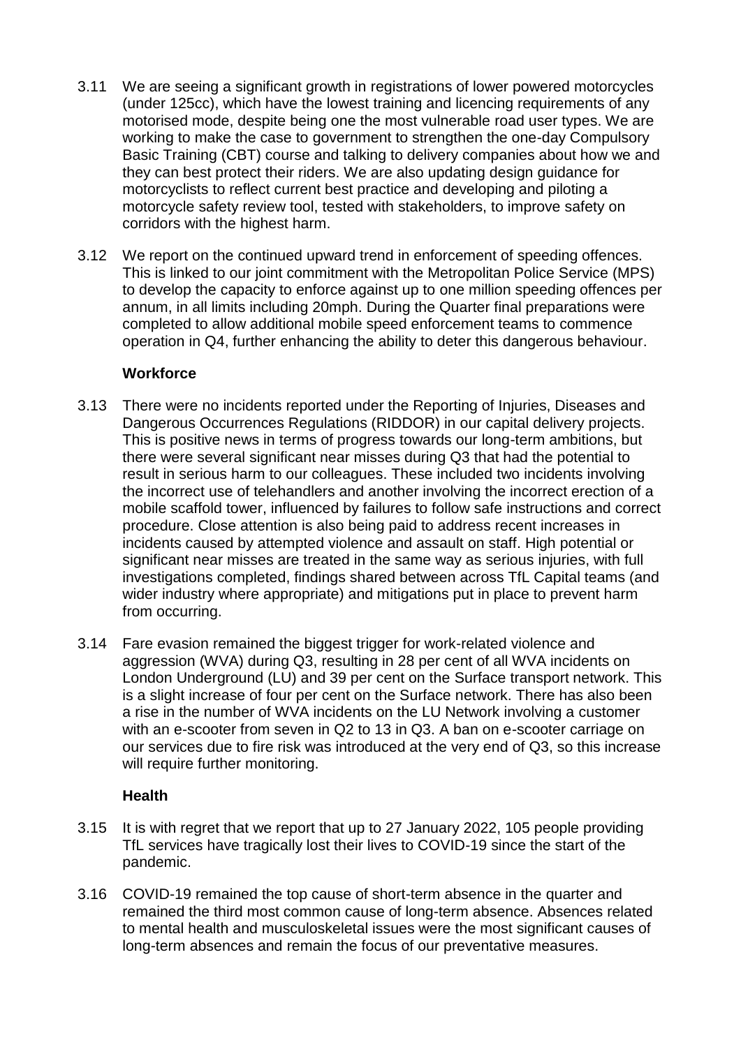3.11 We are seeing a significant growth in registrations of lower powered motorcycles (under 125cc), which have the lowest training and licencing requirements of any motorised mode, despite being one the most vulnerable road user types. We are working to make the case to government to strengthen the one-day Compulsory Basic Training (CBT) course and talking to delivery companies about how we and they can best protect their riders. We are also updating design guidance for motorcyclists to reflect current best practice and developing and piloting a motorcycle safety review tool, tested with stakeholders, to improve safety on corridors with the highest harm.

3.12 We report on the continued upward trend in enforcement of speeding offences. This is linked to our joint commitment with the Metropolitan Police Service (MPS) to develop the capacity to enforce against up to one million speeding offences per annum, in all limits including 20mph. During the Quarter final preparations were completed to allow additional mobile speed enforcement teams to commence operation in Q4, further enhancing the ability to deter this dangerous behaviour.

**Workforce**

3.13 There were no incidents reported under the Reporting of Injuries, Diseases and Dangerous Occurrences Regulations (RIDDOR) in our capital delivery projects. This is positive news in terms of progress towards our long-term ambitions, but there were several significant near misses during Q3 that had the potential to result in serious harm to our colleagues. These included two incidents involving the incorrect use of telehandlers and another involving the incorrect erection of a mobile scaffold tower, influenced by failures to follow safe instructions and correct procedure. Close attention is also being paid to address recent increases in incidents caused by attempted violence and assault on staff. High potential or significant near misses are treated in the same way as serious injuries, with full investigations completed, findings shared between across TfL Capital teams (and wider industry where appropriate) and mitigations put in place to prevent harm from occurring.

3.14 Fare evasion remained the biggest trigger for work-related violence and aggression (WVA) during Q3, resulting in 28 per cent of all WVA incidents on London Underground (LU) and 39 per cent on the Surface transport network. This is a slight increase of four per cent on the Surface network. There has also been a rise in the number of WVA incidents on the LU Network involving a customer with an e-scooter from seven in Q2 to 13 in Q3. A ban on e-scooter carriage on our services due to fire risk was introduced at the very end of Q3, so this increase will require further monitoring.

**Health**

3.15 It is with regret that we report that up to 27 January 2022, 105 people providing TfL services have tragically lost their lives to COVID-19 since the start of the pandemic.

3.16 COVID-19 remained the top cause of short-term absence in the quarter and remained the third most common cause of long-term absence. Absences related to mental health and musculoskeletal issues were the most significant causes of long-term absences and remain the focus of our preventative measures.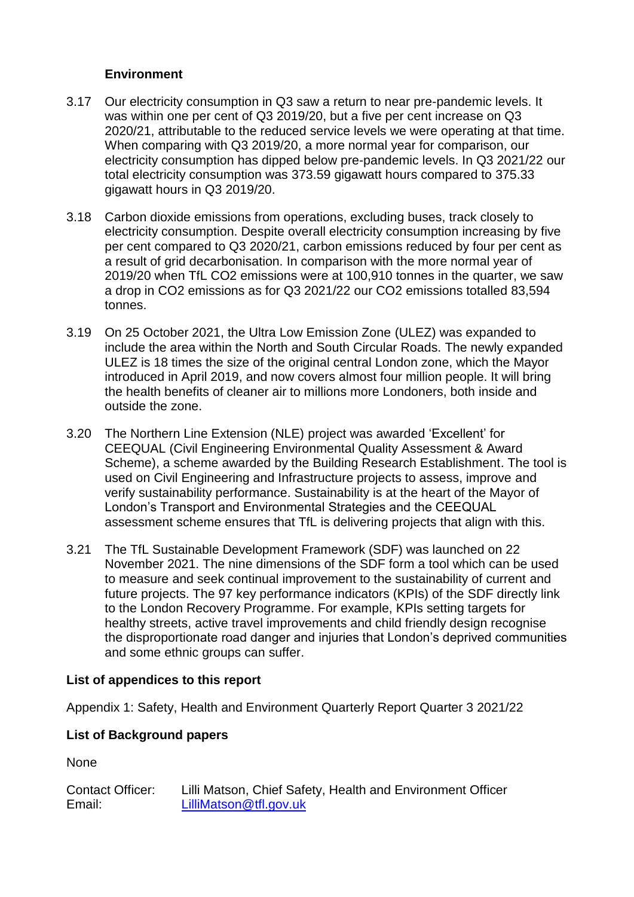### Environment

3.17 Our electricity consumption in Q3 saw a return to near pre-pandemic levels. It was within one per cent of Q3 2019/20, but a five per cent increase on Q3 2020/21, attributable to the reduced service levels we were operating at that time. When comparing with Q3 2019/20, a more normal year for comparison, our electricity consumption has dipped below pre-pandemic levels. In Q3 2021/22 our total electricity consumption was 373.59 gigawatt hours compared to 375.33 gigawatt hours in Q3 2019/20.

3.18 Carbon dioxide emissions from operations, excluding buses, track closely to electricity consumption. Despite overall electricity consumption increasing by five per cent compared to Q3 2020/21, carbon emissions reduced by four per cent as a result of grid decarbonisation. In comparison with the more normal year of 2019/20 when TfL $CO_2$ emissions were at 100,910 tonnes in the quarter, we saw a drop in $CO_2$ emissions as for Q3 2021/22 our $CO_2$ emissions totalled 83,594 tonnes.

3.19 On 25 October 2021, the Ultra Low Emission Zone (ULEZ) was expanded to include the area within the North and South Circular Roads. The newly expanded ULEZ is 18 times the size of the original central London zone, which the Mayor introduced in April 2019, and now covers almost four million people. It will bring the health benefits of cleaner air to millions more Londoners, both inside and outside the zone.

3.20 The Northern Line Extension (NLE) project was awarded 'Excellent' for CEEQUAL (Civil Engineering Environmental Quality Assessment & Award Scheme), a scheme awarded by the Building Research Establishment. The tool is used on Civil Engineering and Infrastructure projects to assess, improve and verify sustainability performance. Sustainability is at the heart of the Mayor of London's Transport and Environmental Strategies and the CEEQUAL assessment scheme ensures that TfL is delivering projects that align with this.

3.21 The TfL Sustainable Development Framework (SDF) was launched on 22 November 2021. The nine dimensions of the SDF form a tool which can be used to measure and seek continual improvement to the sustainability of current and future projects. The 97 key performance indicators (KPIs) of the SDF directly link to the London Recovery Programme. For example, KPIs setting targets for healthy streets, active travel improvements and child friendly design recognise the disproportionate road danger and injuries that London's deprived communities and some ethnic groups can suffer.

### List of appendices to this report

Appendix 1: Safety, Health and Environment Quarterly Report Quarter 3 2021/22

### List of Background papers

None

Contact Officer: Lilli Matson, Chief Safety, Health and Environment Officer
Email: LilliMatson@tfl.gov.uk